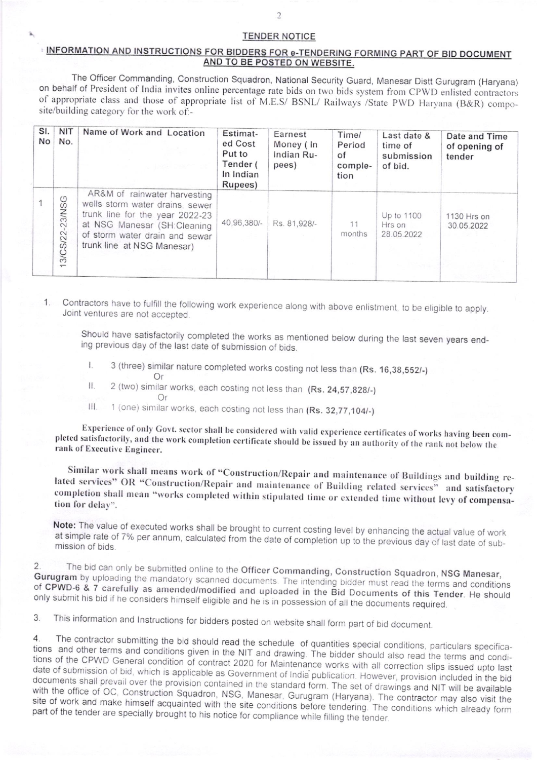## TENDER NOTICE

### INFORMATION AND INSTRUCTIONS FOR BIDDERS FOR e-TENDERING FORMING PART OF BID DOCUMENT AND TO BE POSTED ON WEBSITE.

The Officer Commanding, Construction Squadron, National Security Guard, Manesar Distt Gurugram (Haryana) on behalf of President of India invites online percentage rate bids on two bids system from CPWD enlisted contractors of appropriate class and those of appropriate list of M.E.S/ BSNL/ Railways /State PWD Haryana (B&R) composite/building category for the work of:-

| Sl. No | NIT No. | Name of Work and Location | Estimated Cost Put to Tender ( In Indian Rupees) | Earnest Money ( In Indian Rupees) | Time/ Period of completion | Last date & time of submission of bid. | Date and Time of opening of tender |
|---|---|---|---|---|---|---|---|
| 1 | 13/CS/22-23/NSG | AR&M of rainwater harvesting wells storm water drains, sewer trunk line for the year 2022-23 at NSG Manesar (SH:Cleaning of storm water drain and sewar trunk line at NSG Manesar) | 40,96,380/- | Rs. 81,928/- | 11 months | Up to 1100 Hrs on 28.05.2022 | 1130 Hrs on 30.05.2022 |

1. Contractors have to fulfill the following work experience along with above enlistment, to be eligible to apply. Joint ventures are not accepted.

   Should have satisfactorily completed the works as mentioned below during the last seven years ending previous day of the last date of submission of bids.

   I. 3 (three) similar nature completed works costing not less than **(Rs. 16,38,552/-)**
   
   Or
   
   II. 2 (two) similar works, each costing not less than **(Rs. 24,57,828/-)**
   
   Or
   
   III. 1 (one) similar works, each costing not less than **(Rs. 32,77,104/-)**

   **Experience of only Govt. sector shall be considered with valid experience certificates of works having been completed satisfactorily, and the work completion certificate should be issued by an authority of the rank not below the rank of Executive Engineer.**

   **Similar work shall means work of "Construction/Repair and maintenance of Buildings and building related services" OR "Construction/Repair and maintenance of Building related services" and satisfactory completion shall mean "works completed within stipulated time or extended time without levy of compensation for delay".**

   **Note:** The value of executed works shall be brought to current costing level by enhancing the actual value of work at simple rate of 7% per annum, calculated from the date of completion up to the previous day of last date of submission of bids.

2. The bid can only be submitted online to the **Officer Commanding, Construction Squadron, NSG Manesar, Gurugram** by uploading the mandatory scanned documents. The intending bidder must read the terms and conditions of **CPWD-6 & 7 carefully as amended/modified and uploaded in the Bid Documents of this Tender.** He should only submit his bid if he considers himself eligible and he is in possession of all the documents required.

3. This information and Instructions for bidders posted on website shall form part of bid document.

4. The contractor submitting the bid should read the schedule of quantities special conditions, particulars specifications and other terms and conditions given in the NIT and drawing. The bidder should also read the terms and conditions of the CPWD General condition of contract 2020 for Maintenance works with all correction slips issued upto last date of submission of bid, which is applicable as Government of India publication. However, provision included in the bid documents shall prevail over the provision contained in the standard form. The set of drawings and NIT will be available with the office of OC, Construction Squadron, NSG, Manesar, Gurugram (Haryana). The contractor may also visit the site of work and make himself acquainted with the site conditions before tendering. The conditions which already form part of the tender are specially brought to his notice for compliance while filling the tender.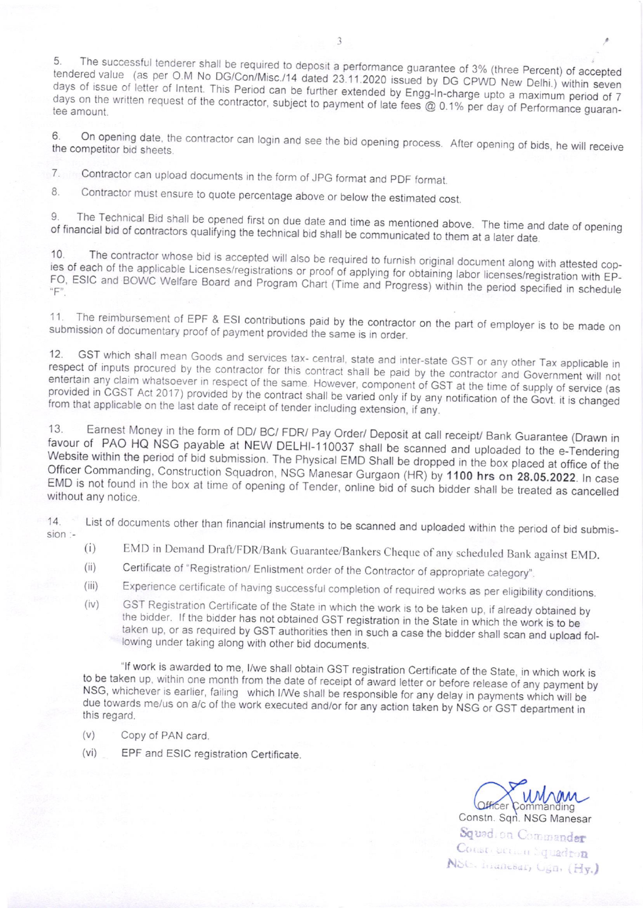5. The successful tenderer shall be required to deposit a performance guarantee of 3% (three Percent) of accepted tendered value (as per O.M No DG/Con/Misc./14 dated 23.11.2020 issued by DG CPWD New Delhi.) within seven days of issue of letter of Intent. This Period can be further extended by Engg-In-charge upto a maximum period of 7 days on the written request of the contractor, subject to payment of late fees @ 0.1% per day of Performance guarantee amount.

6. On opening date, the contractor can login and see the bid opening process. After opening of bids, he will receive the competitor bid sheets.

7. Contractor can upload documents in the form of JPG format and PDF format.

8. Contractor must ensure to quote percentage above or below the estimated cost.

9. The Technical Bid shall be opened first on due date and time as mentioned above. The time and date of opening of financial bid of contractors qualifying the technical bid shall be communicated to them at a later date.

10. The contractor whose bid is accepted will also be required to furnish original document along with attested copies of each of the applicable Licenses/registrations or proof of applying for obtaining labor licenses/registration with EPFO, ESIC and BOWC Welfare Board and Program Chart (Time and Progress) within the period specified in schedule "F".

11. The reimbursement of EPF & ESI contributions paid by the contractor on the part of employer is to be made on submission of documentary proof of payment provided the same is in order.

12. GST which shall mean Goods and services tax- central, state and inter-state GST or any other Tax applicable in respect of inputs procured by the contractor for this contract shall be paid by the contractor and Government will not entertain any claim whatsoever in respect of the same. However, component of GST at the time of supply of service (as provided in CGST Act 2017) provided by the contract shall be varied only if by any notification of the Govt. it is changed from that applicable on the last date of receipt of tender including extension, if any.

13. Earnest Money in the form of DD/ BC/ FDR/ Pay Order/ Deposit at call receipt/ Bank Guarantee (Drawn in favour of PAO HQ NSG payable at NEW DELHI-110037 shall be scanned and uploaded to the e-Tendering Website within the period of bid submission. The Physical EMD Shall be dropped in the box placed at office of the Officer Commanding, Construction Squadron, NSG Manesar Gurgaon (HR) by **1100 hrs on 28.05.2022**. In case EMD is not found in the box at time of opening of Tender, online bid of such bidder shall be treated as cancelled without any notice.

14. List of documents other than financial instruments to be scanned and uploaded within the period of bid submission :-

(i) EMD in Demand Draft/FDR/Bank Guarantee/Bankers Cheque of any scheduled Bank against EMD.

(ii) Certificate of "Registration/ Enlistment order of the Contractor of appropriate category".

(iii) Experience certificate of having successful completion of required works as per eligibility conditions.

(iv) GST Registration Certificate of the State in which the work is to be taken up, if already obtained by the bidder. If the bidder has not obtained GST registration in the State in which the work is to be taken up, or as required by GST authorities then in such a case the bidder shall scan and upload following under taking along with other bid documents.

"If work is awarded to me, I/we shall obtain GST registration Certificate of the State, in which work is to be taken up, within one month from the date of receipt of award letter or before release of any payment by NSG, whichever is earlier, failing which I/We shall be responsible for any delay in payments which will be due towards me/us on a/c of the work executed and/or for any action taken by NSG or GST department in this regard.

(v) Copy of PAN card.

(vi) EPF and ESIC registration Certificate.

Officer Commanding
Constn. Sqn. NSG Manesar
Squadron Commander
Construction Squadron
NSG Manesar, Ggn. (Hy.)